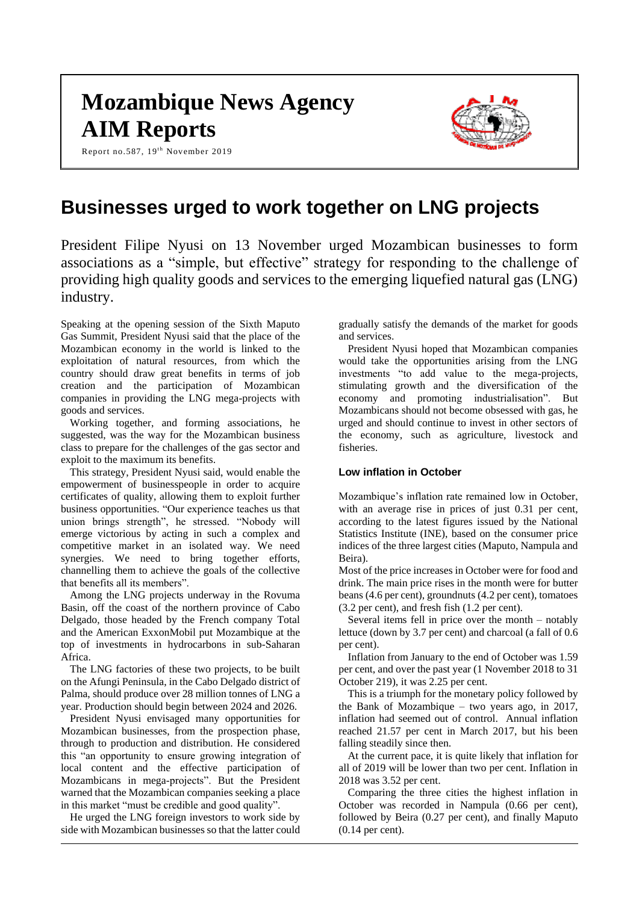# Mozambique News Agency
# AIM Reports

Report no.587, 19th November 2019

## Businesses urged to work together on LNG projects

President Filipe Nyusi on 13 November urged Mozambican businesses to form associations as a "simple, but effective" strategy for responding to the challenge of providing high quality goods and services to the emerging liquefied natural gas (LNG) industry.

Speaking at the opening session of the Sixth Maputo Gas Summit, President Nyusi said that the place of the Mozambican economy in the world is linked to the exploitation of natural resources, from which the country should draw great benefits in terms of job creation and the participation of Mozambican companies in providing the LNG mega-projects with goods and services.

Working together, and forming associations, he suggested, was the way for the Mozambican business class to prepare for the challenges of the gas sector and exploit to the maximum its benefits.

This strategy, President Nyusi said, would enable the empowerment of businesspeople in order to acquire certificates of quality, allowing them to exploit further business opportunities. "Our experience teaches us that union brings strength", he stressed. "Nobody will emerge victorious by acting in such a complex and competitive market in an isolated way. We need synergies. We need to bring together efforts, channelling them to achieve the goals of the collective that benefits all its members".

Among the LNG projects underway in the Rovuma Basin, off the coast of the northern province of Cabo Delgado, those headed by the French company Total and the American ExxonMobil put Mozambique at the top of investments in hydrocarbons in sub-Saharan Africa.

The LNG factories of these two projects, to be built on the Afungi Peninsula, in the Cabo Delgado district of Palma, should produce over 28 million tonnes of LNG a year. Production should begin between 2024 and 2026.

President Nyusi envisaged many opportunities for Mozambican businesses, from the prospection phase, through to production and distribution. He considered this "an opportunity to ensure growing integration of local content and the effective participation of Mozambicans in mega-projects". But the President warned that the Mozambican companies seeking a place in this market "must be credible and good quality".

He urged the LNG foreign investors to work side by side with Mozambican businesses so that the latter could gradually satisfy the demands of the market for goods and services.

President Nyusi hoped that Mozambican companies would take the opportunities arising from the LNG investments "to add value to the mega-projects, stimulating growth and the diversification of the economy and promoting industrialisation". But Mozambicans should not become obsessed with gas, he urged and should continue to invest in other sectors of the economy, such as agriculture, livestock and fisheries.

### Low inflation in October

Mozambique's inflation rate remained low in October, with an average rise in prices of just 0.31 per cent, according to the latest figures issued by the National Statistics Institute (INE), based on the consumer price indices of the three largest cities (Maputo, Nampula and Beira).

Most of the price increases in October were for food and drink. The main price rises in the month were for butter beans (4.6 per cent), groundnuts (4.2 per cent), tomatoes (3.2 per cent), and fresh fish (1.2 per cent).

Several items fell in price over the month – notably lettuce (down by 3.7 per cent) and charcoal (a fall of 0.6 per cent).

Inflation from January to the end of October was 1.59 per cent, and over the past year (1 November 2018 to 31 October 219), it was 2.25 per cent.

This is a triumph for the monetary policy followed by the Bank of Mozambique – two years ago, in 2017, inflation had seemed out of control. Annual inflation reached 21.57 per cent in March 2017, but his been falling steadily since then.

At the current pace, it is quite likely that inflation for all of 2019 will be lower than two per cent. Inflation in 2018 was 3.52 per cent.

Comparing the three cities the highest inflation in October was recorded in Nampula (0.66 per cent), followed by Beira (0.27 per cent), and finally Maputo (0.14 per cent).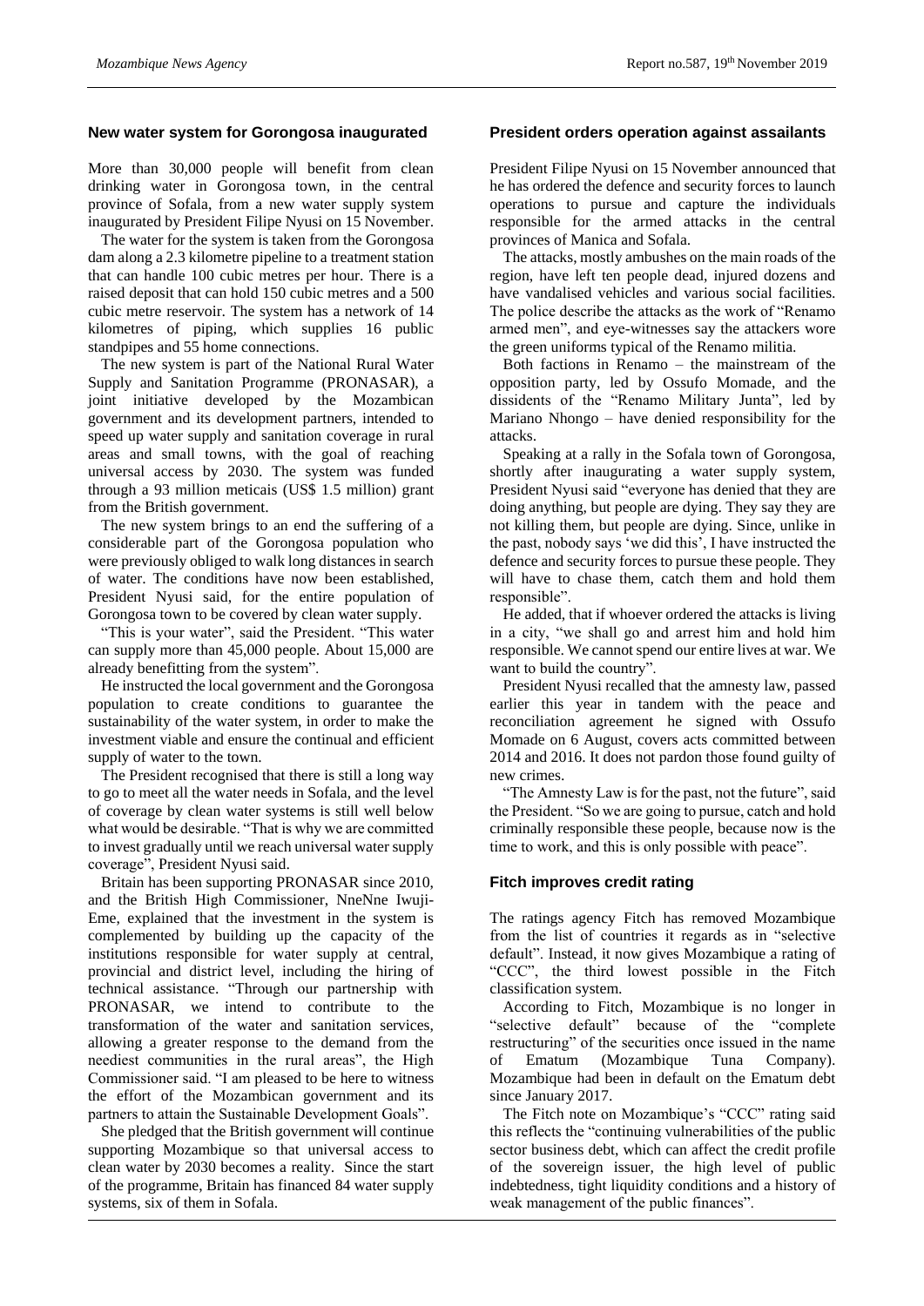## New water system for Gorongosa inaugurated

More than 30,000 people will benefit from clean drinking water in Gorongosa town, in the central province of Sofala, from a new water supply system inaugurated by President Filipe Nyusi on 15 November.

The water for the system is taken from the Gorongosa dam along a 2.3 kilometre pipeline to a treatment station that can handle 100 cubic metres per hour. There is a raised deposit that can hold 150 cubic metres and a 500 cubic metre reservoir. The system has a network of 14 kilometres of piping, which supplies 16 public standpipes and 55 home connections.

The new system is part of the National Rural Water Supply and Sanitation Programme (PRONASAR), a joint initiative developed by the Mozambican government and its development partners, intended to speed up water supply and sanitation coverage in rural areas and small towns, with the goal of reaching universal access by 2030. The system was funded through a 93 million meticais (US$ 1.5 million) grant from the British government.

The new system brings to an end the suffering of a considerable part of the Gorongosa population who were previously obliged to walk long distances in search of water. The conditions have now been established, President Nyusi said, for the entire population of Gorongosa town to be covered by clean water supply.

"This is your water", said the President. "This water can supply more than 45,000 people. About 15,000 are already benefitting from the system".

He instructed the local government and the Gorongosa population to create conditions to guarantee the sustainability of the water system, in order to make the investment viable and ensure the continual and efficient supply of water to the town.

The President recognised that there is still a long way to go to meet all the water needs in Sofala, and the level of coverage by clean water systems is still well below what would be desirable. "That is why we are committed to invest gradually until we reach universal water supply coverage", President Nyusi said.

Britain has been supporting PRONASAR since 2010, and the British High Commissioner, NneNne Iwuji-Eme, explained that the investment in the system is complemented by building up the capacity of the institutions responsible for water supply at central, provincial and district level, including the hiring of technical assistance. "Through our partnership with PRONASAR, we intend to contribute to the transformation of the water and sanitation services, allowing a greater response to the demand from the neediest communities in the rural areas", the High Commissioner said. "I am pleased to be here to witness the effort of the Mozambican government and its partners to attain the Sustainable Development Goals".

She pledged that the British government will continue supporting Mozambique so that universal access to clean water by 2030 becomes a reality. Since the start of the programme, Britain has financed 84 water supply systems, six of them in Sofala.

## President orders operation against assailants

President Filipe Nyusi on 15 November announced that he has ordered the defence and security forces to launch operations to pursue and capture the individuals responsible for the armed attacks in the central provinces of Manica and Sofala.

The attacks, mostly ambushes on the main roads of the region, have left ten people dead, injured dozens and have vandalised vehicles and various social facilities. The police describe the attacks as the work of "Renamo armed men", and eye-witnesses say the attackers wore the green uniforms typical of the Renamo militia.

Both factions in Renamo – the mainstream of the opposition party, led by Ossufo Momade, and the dissidents of the "Renamo Military Junta", led by Mariano Nhongo – have denied responsibility for the attacks.

Speaking at a rally in the Sofala town of Gorongosa, shortly after inaugurating a water supply system, President Nyusi said "everyone has denied that they are doing anything, but people are dying. They say they are not killing them, but people are dying. Since, unlike in the past, nobody says 'we did this', I have instructed the defence and security forces to pursue these people. They will have to chase them, catch them and hold them responsible".

He added, that if whoever ordered the attacks is living in a city, "we shall go and arrest him and hold him responsible. We cannot spend our entire lives at war. We want to build the country".

President Nyusi recalled that the amnesty law, passed earlier this year in tandem with the peace and reconciliation agreement he signed with Ossufo Momade on 6 August, covers acts committed between 2014 and 2016. It does not pardon those found guilty of new crimes.

"The Amnesty Law is for the past, not the future", said the President. "So we are going to pursue, catch and hold criminally responsible these people, because now is the time to work, and this is only possible with peace".

## Fitch improves credit rating

The ratings agency Fitch has removed Mozambique from the list of countries it regards as in "selective default". Instead, it now gives Mozambique a rating of "CCC", the third lowest possible in the Fitch classification system.

According to Fitch, Mozambique is no longer in "selective default" because of the "complete restructuring" of the securities once issued in the name of Ematum (Mozambique Tuna Company). Mozambique had been in default on the Ematum debt since January 2017.

The Fitch note on Mozambique's "CCC" rating said this reflects the "continuing vulnerabilities of the public sector business debt, which can affect the credit profile of the sovereign issuer, the high level of public indebtedness, tight liquidity conditions and a history of weak management of the public finances".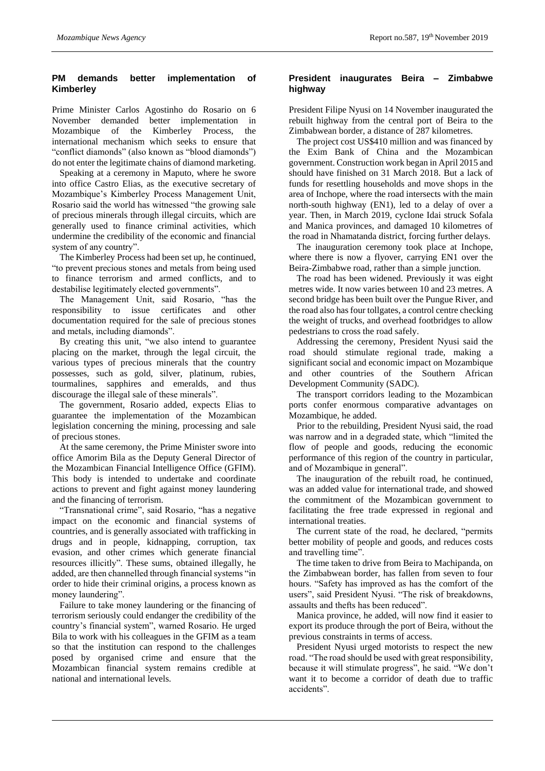## PM demands better implementation of Kimberley

Prime Minister Carlos Agostinho do Rosario on 6 November demanded better implementation in Mozambique of the Kimberley Process, the international mechanism which seeks to ensure that "conflict diamonds" (also known as "blood diamonds") do not enter the legitimate chains of diamond marketing.

Speaking at a ceremony in Maputo, where he swore into office Castro Elias, as the executive secretary of Mozambique's Kimberley Process Management Unit, Rosario said the world has witnessed "the growing sale of precious minerals through illegal circuits, which are generally used to finance criminal activities, which undermine the credibility of the economic and financial system of any country".

The Kimberley Process had been set up, he continued, "to prevent precious stones and metals from being used to finance terrorism and armed conflicts, and to destabilise legitimately elected governments".

The Management Unit, said Rosario, "has the responsibility to issue certificates and other documentation required for the sale of precious stones and metals, including diamonds".

By creating this unit, "we also intend to guarantee placing on the market, through the legal circuit, the various types of precious minerals that the country possesses, such as gold, silver, platinum, rubies, tourmalines, sapphires and emeralds, and thus discourage the illegal sale of these minerals".

The government, Rosario added, expects Elias to guarantee the implementation of the Mozambican legislation concerning the mining, processing and sale of precious stones.

At the same ceremony, the Prime Minister swore into office Amorim Bila as the Deputy General Director of the Mozambican Financial Intelligence Office (GFIM). This body is intended to undertake and coordinate actions to prevent and fight against money laundering and the financing of terrorism.

"Transnational crime", said Rosario, "has a negative impact on the economic and financial systems of countries, and is generally associated with trafficking in drugs and in people, kidnapping, corruption, tax evasion, and other crimes which generate financial resources illicitly". These sums, obtained illegally, he added, are then channelled through financial systems "in order to hide their criminal origins, a process known as money laundering".

Failure to take money laundering or the financing of terrorism seriously could endanger the credibility of the country's financial system", warned Rosario. He urged Bila to work with his colleagues in the GFIM as a team so that the institution can respond to the challenges posed by organised crime and ensure that the Mozambican financial system remains credible at national and international levels.

## President inaugurates Beira – Zimbabwe highway

President Filipe Nyusi on 14 November inaugurated the rebuilt highway from the central port of Beira to the Zimbabwean border, a distance of 287 kilometres.

The project cost US$410 million and was financed by the Exim Bank of China and the Mozambican government. Construction work began in April 2015 and should have finished on 31 March 2018. But a lack of funds for resettling households and move shops in the area of Inchope, where the road intersects with the main north-south highway (EN1), led to a delay of over a year. Then, in March 2019, cyclone Idai struck Sofala and Manica provinces, and damaged 10 kilometres of the road in Nhamatanda district, forcing further delays.

The inauguration ceremony took place at Inchope, where there is now a flyover, carrying EN1 over the Beira-Zimbabwe road, rather than a simple junction.

The road has been widened. Previously it was eight metres wide. It now varies between 10 and 23 metres. A second bridge has been built over the Pungue River, and the road also has four tollgates, a control centre checking the weight of trucks, and overhead footbridges to allow pedestrians to cross the road safely.

Addressing the ceremony, President Nyusi said the road should stimulate regional trade, making a significant social and economic impact on Mozambique and other countries of the Southern African Development Community (SADC).

The transport corridors leading to the Mozambican ports confer enormous comparative advantages on Mozambique, he added.

Prior to the rebuilding, President Nyusi said, the road was narrow and in a degraded state, which "limited the flow of people and goods, reducing the economic performance of this region of the country in particular, and of Mozambique in general".

The inauguration of the rebuilt road, he continued, was an added value for international trade, and showed the commitment of the Mozambican government to facilitating the free trade expressed in regional and international treaties.

The current state of the road, he declared, "permits better mobility of people and goods, and reduces costs and travelling time".

The time taken to drive from Beira to Machipanda, on the Zimbabwe border, has fallen from seven to four hours. "Safety has improved as has the comfort of the users", said President Nyusi. "The risk of breakdowns, assaults and thefts has been reduced".

Manica province, he added, will now find it easier to export its produce through the port of Beira, without the previous constraints in terms of access.

President Nyusi urged motorists to respect the new road. "The road should be used with great responsibility, because it will stimulate progress", he said. "We don't want it to become a corridor of death due to traffic accidents".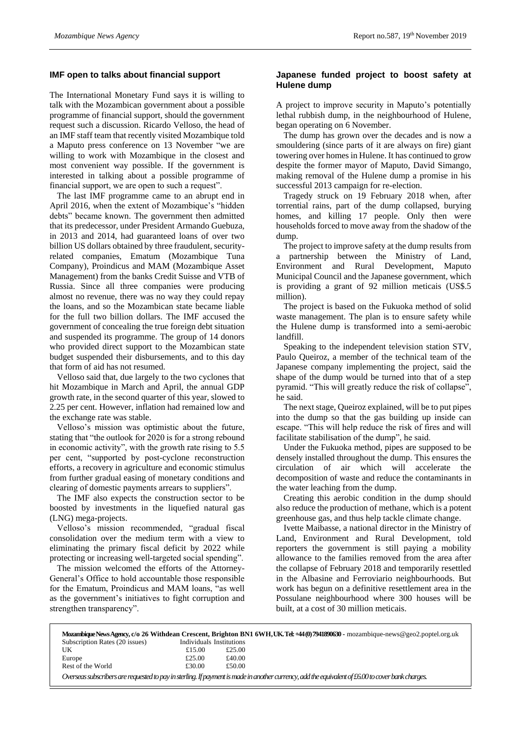## IMF open to talks about financial support

The International Monetary Fund says it is willing to talk with the Mozambican government about a possible programme of financial support, should the government request such a discussion. Ricardo Velloso, the head of an IMF staff team that recently visited Mozambique told a Maputo press conference on 13 November "we are willing to work with Mozambique in the closest and most convenient way possible. If the government is interested in talking about a possible programme of financial support, we are open to such a request".

The last IMF programme came to an abrupt end in April 2016, when the extent of Mozambique's "hidden debts" became known. The government then admitted that its predecessor, under President Armando Guebuza, in 2013 and 2014, had guaranteed loans of over two billion US dollars obtained by three fraudulent, security-related companies, Ematum (Mozambique Tuna Company), Proindicus and MAM (Mozambique Asset Management) from the banks Credit Suisse and VTB of Russia. Since all three companies were producing almost no revenue, there was no way they could repay the loans, and so the Mozambican state became liable for the full two billion dollars. The IMF accused the government of concealing the true foreign debt situation and suspended its programme. The group of 14 donors who provided direct support to the Mozambican state budget suspended their disbursements, and to this day that form of aid has not resumed.

Velloso said that, due largely to the two cyclones that hit Mozambique in March and April, the annual GDP growth rate, in the second quarter of this year, slowed to 2.25 per cent. However, inflation had remained low and the exchange rate was stable.

Velloso's mission was optimistic about the future, stating that "the outlook for 2020 is for a strong rebound in economic activity", with the growth rate rising to 5.5 per cent, "supported by post-cyclone reconstruction efforts, a recovery in agriculture and economic stimulus from further gradual easing of monetary conditions and clearing of domestic payments arrears to suppliers".

The IMF also expects the construction sector to be boosted by investments in the liquefied natural gas (LNG) mega-projects.

Velloso's mission recommended, "gradual fiscal consolidation over the medium term with a view to eliminating the primary fiscal deficit by 2022 while protecting or increasing well-targeted social spending".

The mission welcomed the efforts of the Attorney-General's Office to hold accountable those responsible for the Ematum, Proindicus and MAM loans, "as well as the government's initiatives to fight corruption and strengthen transparency".

## Japanese funded project to boost safety at Hulene dump

A project to improve security in Maputo's potentially lethal rubbish dump, in the neighbourhood of Hulene, began operating on 6 November.

The dump has grown over the decades and is now a smouldering (since parts of it are always on fire) giant towering over homes in Hulene. It has continued to grow despite the former mayor of Maputo, David Simango, making removal of the Hulene dump a promise in his successful 2013 campaign for re-election.

Tragedy struck on 19 February 2018 when, after torrential rains, part of the dump collapsed, burying homes, and killing 17 people. Only then were households forced to move away from the shadow of the dump.

The project to improve safety at the dump results from a partnership between the Ministry of Land, Environment and Rural Development, Maputo Municipal Council and the Japanese government, which is providing a grant of 92 million meticais (US$.5 million).

The project is based on the Fukuoka method of solid waste management. The plan is to ensure safety while the Hulene dump is transformed into a semi-aerobic landfill.

Speaking to the independent television station STV, Paulo Queiroz, a member of the technical team of the Japanese company implementing the project, said the shape of the dump would be turned into that of a step pyramid. "This will greatly reduce the risk of collapse", he said.

The next stage, Queiroz explained, will be to put pipes into the dump so that the gas building up inside can escape. "This will help reduce the risk of fires and will facilitate stabilisation of the dump", he said.

Under the Fukuoka method, pipes are supposed to be densely installed throughout the dump. This ensures the circulation of air which will accelerate the decomposition of waste and reduce the contaminants in the water leaching from the dump.

Creating this aerobic condition in the dump should also reduce the production of methane, which is a potent greenhouse gas, and thus help tackle climate change.

Ivette Maibasse, a national director in the Ministry of Land, Environment and Rural Development, told reporters the government is still paying a mobility allowance to the families removed from the area after the collapse of February 2018 and temporarily resettled in the Albasine and Ferroviario neighbourhoods. But work has begun on a definitive resettlement area in the Possulane neighbourhood where 300 houses will be built, at a cost of 30 million meticais.

**Mozambique News Agency, c/o 26 Withdean Crescent, Brighton BN1 6WH, UK. Tel: +44 (0) 7941890630** - mozambique-news@geo2.poptel.org.uk

| Subscription Rates (20 issues) | Individuals | Institutions |
|---|---|---|
| UK | £15.00 | £25.00 |
| Europe | £25.00 | £40.00 |
| Rest of the World | £30.00 | £50.00 |

*Overseas subscribers are requested to pay in sterling. If payment is made in another currency, add the equivalent of £6.00 to cover bank charges.*